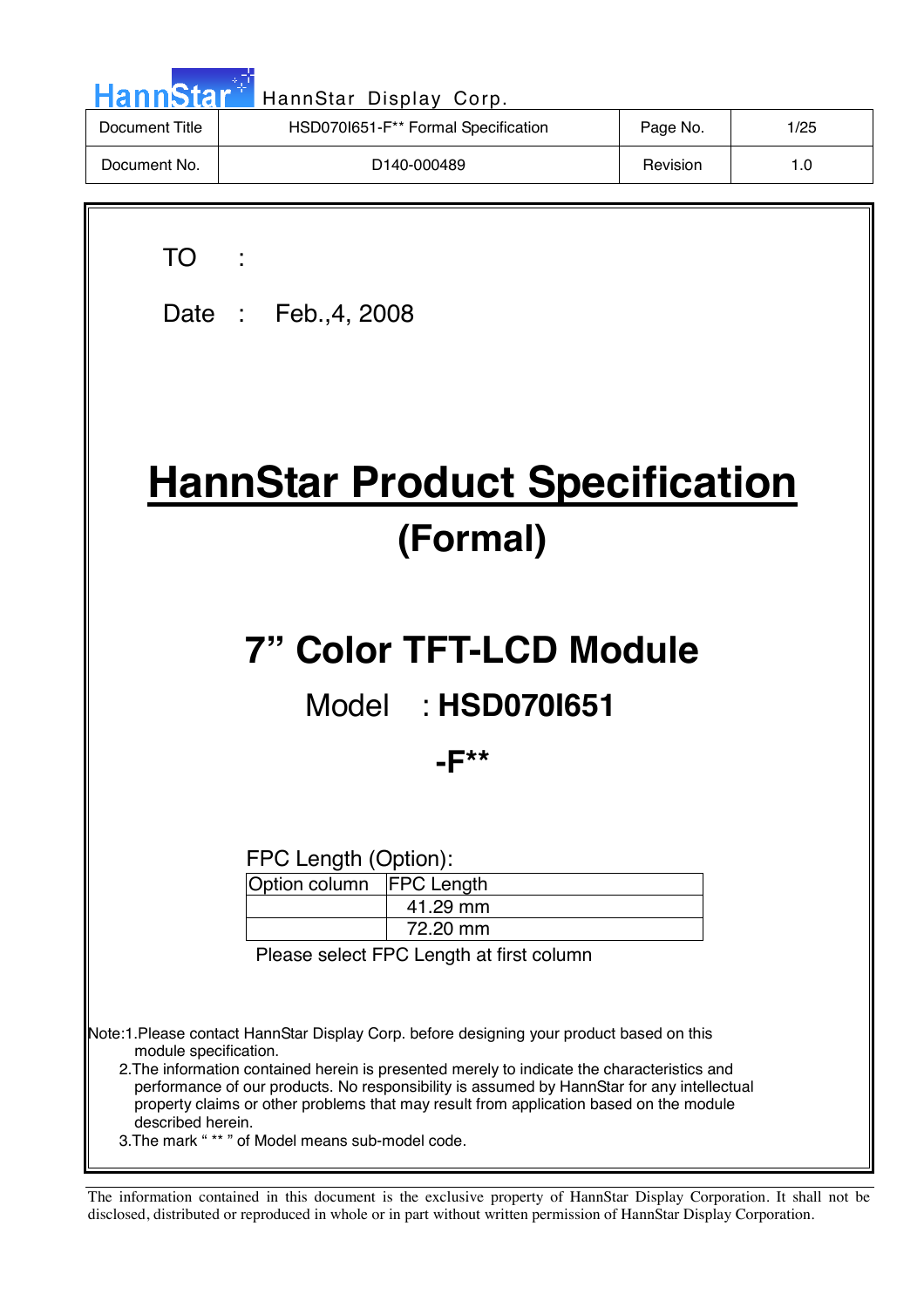| Document Title | HSD070I651-F** Formal Specification | Page No. | 1/25 |
|---|---|---|---|
| Document No. | D140-000489 | Revision | 1.0 |

TO :

Date : Feb.,4, 2008

# HannStar Product Specification

## (Formal)

# 7" Color TFT-LCD Module

## Model : **HSD070I651**

## **-F****

FPC Length (Option):

| Option column | FPC Length |
|---|---|
| | 41.29 mm |
| | 72.20 mm |

Please select FPC Length at first column

Note:1.Please contact HannStar Display Corp. before designing your product based on this module specification.

2.The information contained herein is presented merely to indicate the characteristics and performance of our products. No responsibility is assumed by HannStar for any intellectual property claims or other problems that may result from application based on the module described herein.

3.The mark " ** " of Model means sub-model code.

The information contained in this document is the exclusive property of HannStar Display Corporation. It shall not be disclosed, distributed or reproduced in whole or in part without written permission of HannStar Display Corporation.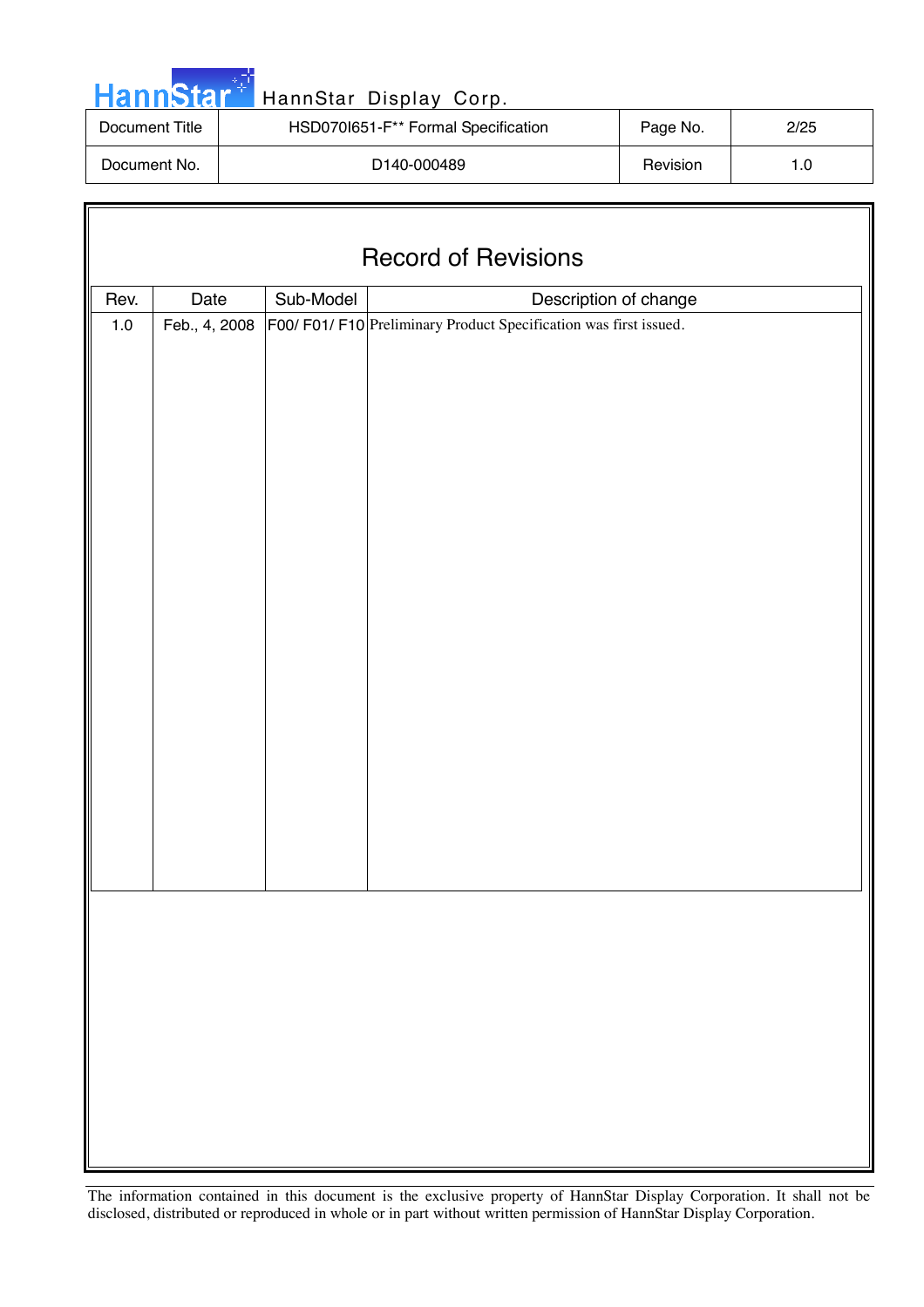| Document Title | HSD070I651-F** Formal Specification | Page No. | 2/25 |
|---|---|---|---|
| Document No. | D140-000489 | Revision | 1.0 |

# Record of Revisions

| Rev. | Date | Sub-Model | Description of change |
|---|---|---|---|
| 1.0 | Feb., 4, 2008 | F00/ F01/ F10 | Preliminary Product Specification was first issued. |

The information contained in this document is the exclusive property of HannStar Display Corporation. It shall not be disclosed, distributed or reproduced in whole or in part without written permission of HannStar Display Corporation.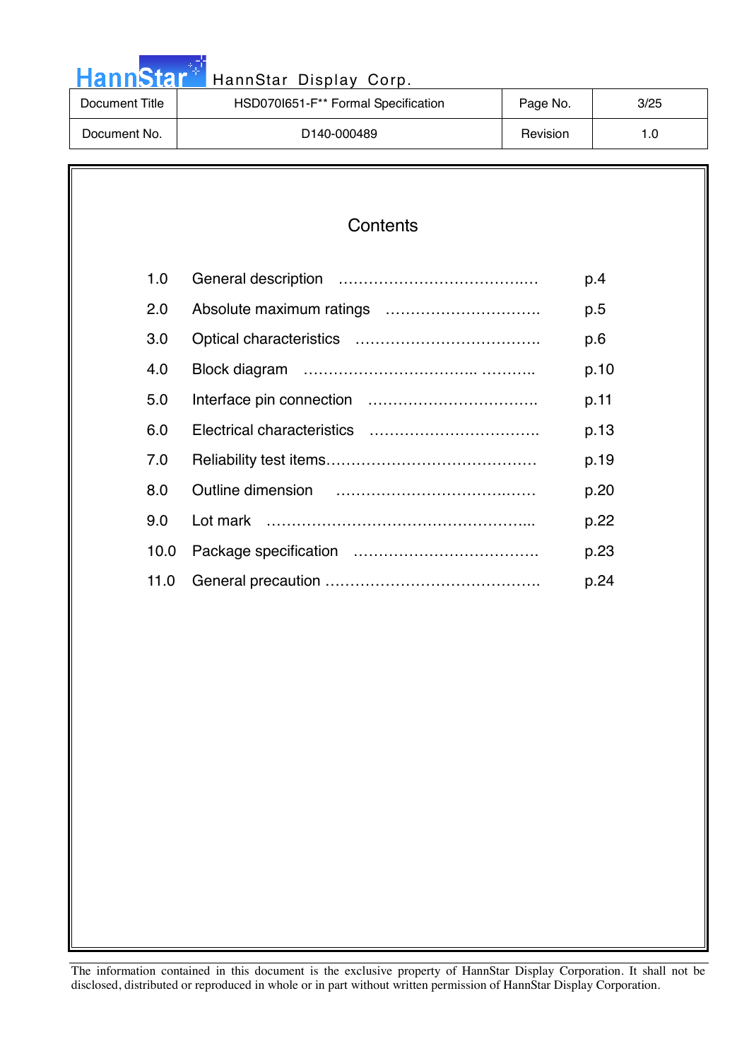# Contents

| | | |
|---|---|---|
| 1.0 | General description …………………………….…. | p.4 |
| 2.0 | Absolute maximum ratings …………………………. | p.5 |
| 3.0 | Optical characteristics ………………………………. | p.6 |
| 4.0 | Block diagram …………………………….. ……….. | p.10 |
| 5.0 | Interface pin connection ……………………………. | p.11 |
| 6.0 | Electrical characteristics ……………………………. | p.13 |
| 7.0 | Reliability test items…………………………………… | p.19 |
| 8.0 | Outline dimension …………………………….……. | p.20 |
| 9.0 | Lot mark ……………………………………………... | p.22 |
| 10.0 | Package specification ………………………………. | p.23 |
| 11.0 | General precaution ……………………………………. | p.24 |

The information contained in this document is the exclusive property of HannStar Display Corporation. It shall not be disclosed, distributed or reproduced in whole or in part without written permission of HannStar Display Corporation.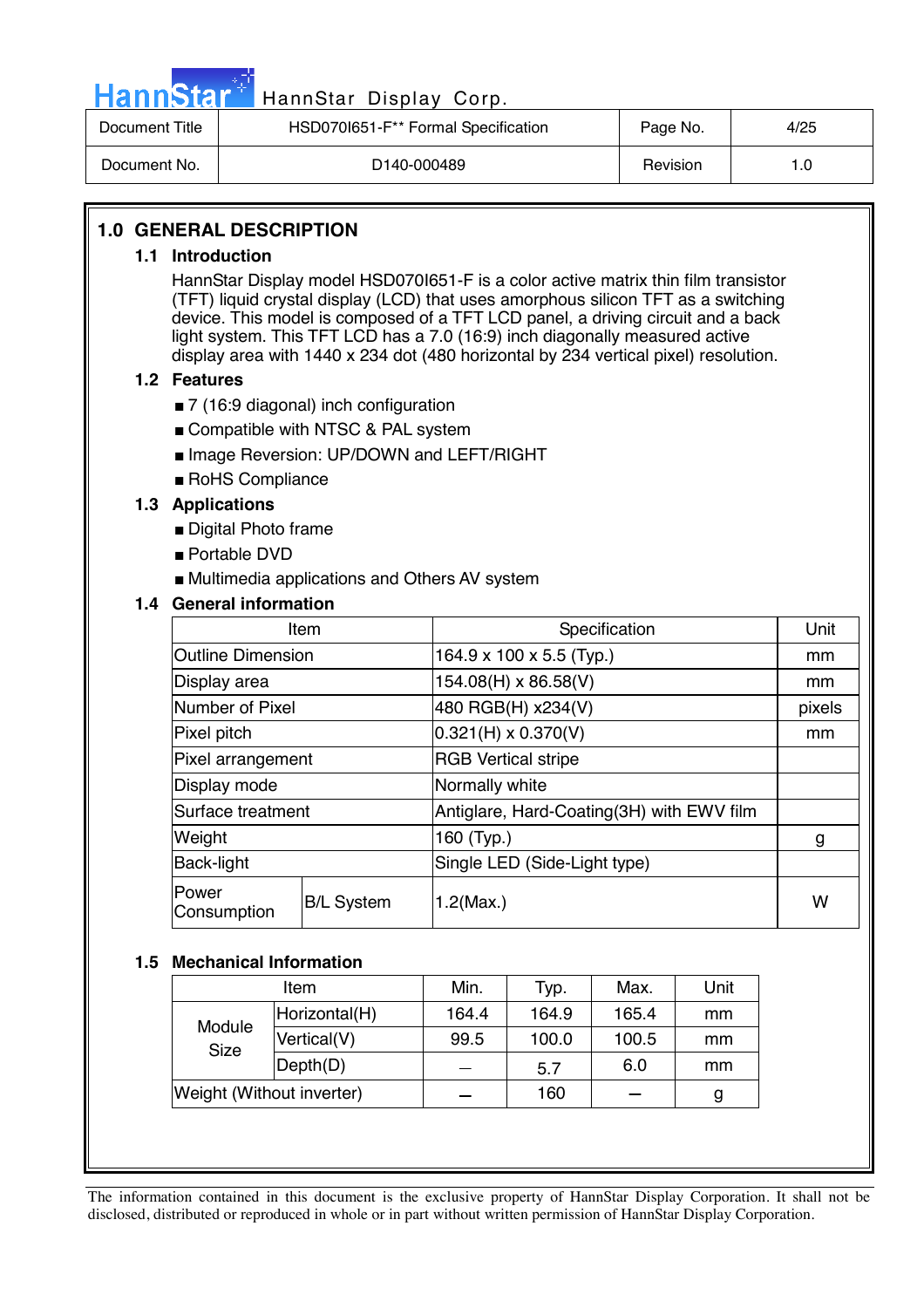## 1.0 GENERAL DESCRIPTION

### 1.1 Introduction

HannStar Display model HSD070I651-F is a color active matrix thin film transistor (TFT) liquid crystal display (LCD) that uses amorphous silicon TFT as a switching device. This model is composed of a TFT LCD panel, a driving circuit and a back light system. This TFT LCD has a 7.0 (16:9) inch diagonally measured active display area with 1440 x 234 dot (480 horizontal by 234 vertical pixel) resolution.

### 1.2 Features

- 7 (16:9 diagonal) inch configuration
- Compatible with NTSC & PAL system
- Image Reversion: UP/DOWN and LEFT/RIGHT
- RoHS Compliance

### 1.3 Applications

- Digital Photo frame
- Portable DVD
- Multimedia applications and Others AV system

### 1.4 General information

| Item | | Specification | Unit |
|---|---|---|---|
| Outline Dimension | | 164.9 x 100 x 5.5 (Typ.) | mm |
| Display area | | 154.08(H) x 86.58(V) | mm |
| Number of Pixel | | 480 RGB(H) x234(V) | pixels |
| Pixel pitch | | 0.321(H) x 0.370(V) | mm |
| Pixel arrangement | | RGB Vertical stripe | |
| Display mode | | Normally white | |
| Surface treatment | | Antiglare, Hard-Coating(3H) with EWV film | |
| Weight | | 160 (Typ.) | g |
| Back-light | | Single LED (Side-Light type) | |
| Power Consumption | B/L System | 1.2(Max.) | W |

### 1.5 Mechanical Information

| Item | | Min. | Typ. | Max. | Unit |
|---|---|---|---|---|---|
| Module Size | Horizontal(H) | 164.4 | 164.9 | 165.4 | mm |
| | Vertical(V) | 99.5 | 100.0 | 100.5 | mm |
| | Depth(D) | — | 5.7 | 6.0 | mm |
| Weight (Without inverter) | | — | 160 | — | g |

The information contained in this document is the exclusive property of HannStar Display Corporation. It shall not be disclosed, distributed or reproduced in whole or in part without written permission of HannStar Display Corporation.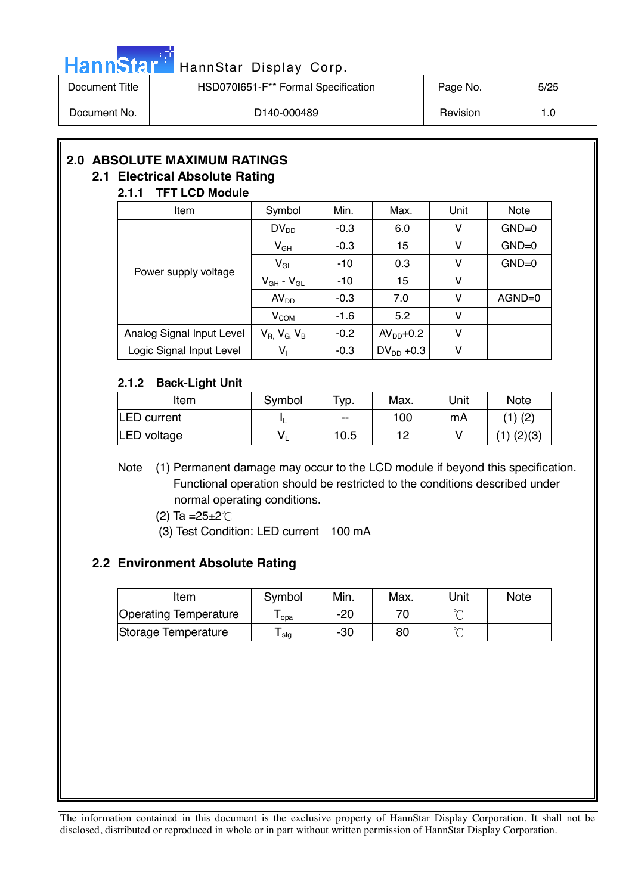## 2.0 ABSOLUTE MAXIMUM RATINGS

### 2.1 Electrical Absolute Rating

#### 2.1.1 TFT LCD Module

| Item | Symbol | Min. | Max. | Unit | Note |
|---|---|---|---|---|---|
| Power supply voltage | $DV_{DD}$ | -0.3 | 6.0 | V | GND=0 |
| | $V_{GH}$ | -0.3 | 15 | V | GND=0 |
| | $V_{GL}$ | -10 | 0.3 | V | GND=0 |
| | $V_{GH}$ - $V_{GL}$ | -10 | 15 | V | |
| | $AV_{DD}$ | -0.3 | 7.0 | V | AGND=0 |
| | $V_{COM}$ | -1.6 | 5.2 | V | |
| Analog Signal Input Level | $V_R$, $V_G$, $V_B$ | -0.2 | $AV_{DD}$+0.2 | V | |
| Logic Signal Input Level | $V_I$ | -0.3 | $DV_{DD}$ +0.3 | V | |

#### 2.1.2 Back-Light Unit

| Item | Symbol | Typ. | Max. | Unit | Note |
|---|---|---|---|---|---|
| LED current | $I_L$ | -- | 100 | mA | (1) (2) |
| LED voltage | $V_L$ | 10.5 | 12 | V | (1) (2)(3) |

Note (1) Permanent damage may occur to the LCD module if beyond this specification. Functional operation should be restricted to the conditions described under normal operating conditions.

(2) Ta =25±2℃

(3) Test Condition: LED current 100 mA

### 2.2 Environment Absolute Rating

| Item | Symbol | Min. | Max. | Unit | Note |
|---|---|---|---|---|---|
| Operating Temperature | $T_{opa}$ | -20 | 70 | ℃ | |
| Storage Temperature | $T_{stg}$ | -30 | 80 | ℃ | |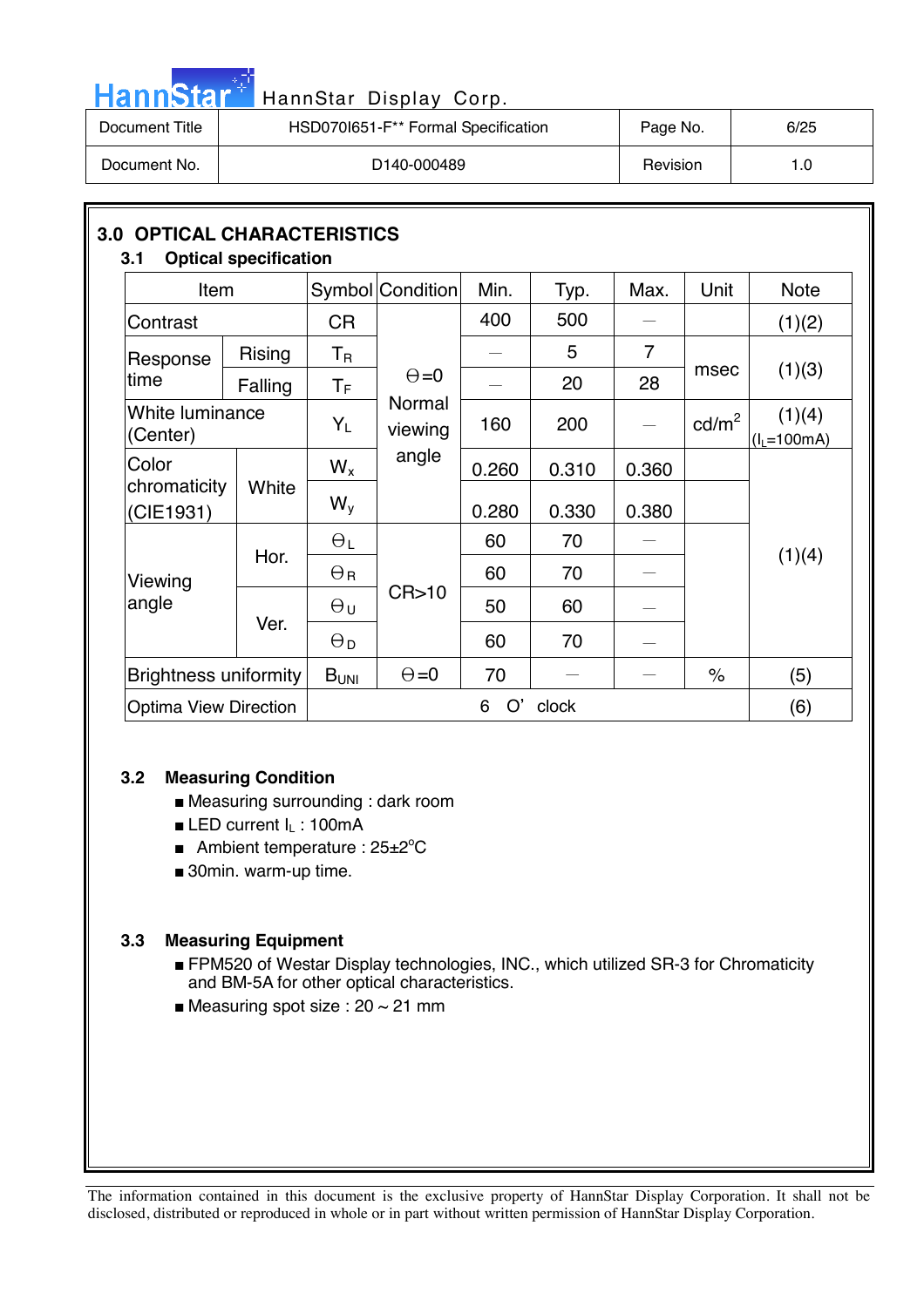## 3.0 OPTICAL CHARACTERISTICS

### 3.1 Optical specification

| Item | | Symbol | Condition | Min. | Typ. | Max. | Unit | Note |
|---|---|---|---|---|---|---|---|---|
| Contrast | | CR | Θ=0 Normal viewing angle | 400 | 500 | — | | (1)(2) |
| Response time | Rising | $T_R$ | | — | 5 | 7 | msec | (1)(3) |
| | Falling | $T_F$ | | — | 20 | 28 | | |
| White luminance (Center) | | $Y_L$ | | 160 | 200 | — | cd/m$^2$ | (1)(4) ($I_L$=100mA) |
| Color chromaticity (CIE1931) | White | $W_x$ | | 0.260 | 0.310 | 0.360 | | (1)(4) |
| | | $W_y$ | | 0.280 | 0.330 | 0.380 | | |
| Viewing angle | Hor. | $\Theta_L$ | CR>10 | 60 | 70 | — | | |
| | | $\Theta_R$ | | 60 | 70 | — | | |
| | Ver. | $\Theta_U$ | | 50 | 60 | — | | |
| | | $\Theta_D$ | | 60 | 70 | — | | |
| Brightness uniformity | | $B_{UNI}$ | Θ=0 | 70 | — | — | % | (5) |
| Optima View Direction | | 6 O' clock | | | | | | (6) |

### 3.2 Measuring Condition

- Measuring surrounding : dark room
- LED current $I_L$ : 100mA
- Ambient temperature : 25±2°C
- 30min. warm-up time.

### 3.3 Measuring Equipment

- FPM520 of Westar Display technologies, INC., which utilized SR-3 for Chromaticity and BM-5A for other optical characteristics.
- Measuring spot size : 20 ~ 21 mm

The information contained in this document is the exclusive property of HannStar Display Corporation. It shall not be disclosed, distributed or reproduced in whole or in part without written permission of HannStar Display Corporation.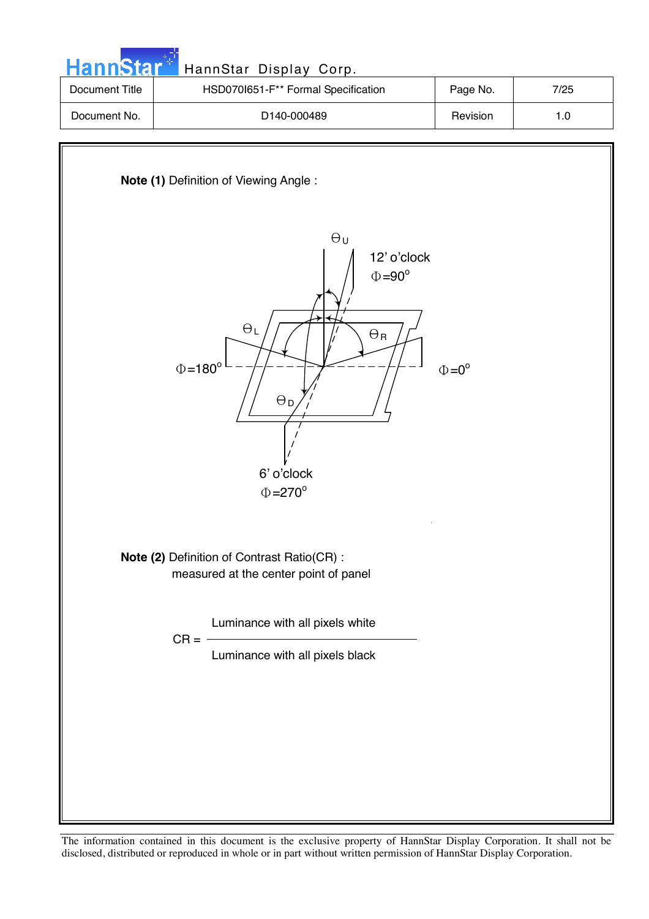**Note (1)** Definition of Viewing Angle :

$\Theta_U$

12' o'clock
$\Phi$=90°

$\Theta_L$

$\Theta_R$

$\Phi$=180°

$\Phi$=0°

$\Theta_D$

6' o'clock
$\Phi$=270°

**Note (2)** Definition of Contrast Ratio(CR) :
measured at the center point of panel

$$CR = \frac{\text{Luminance with all pixels white}}{\text{Luminance with all pixels black}}$$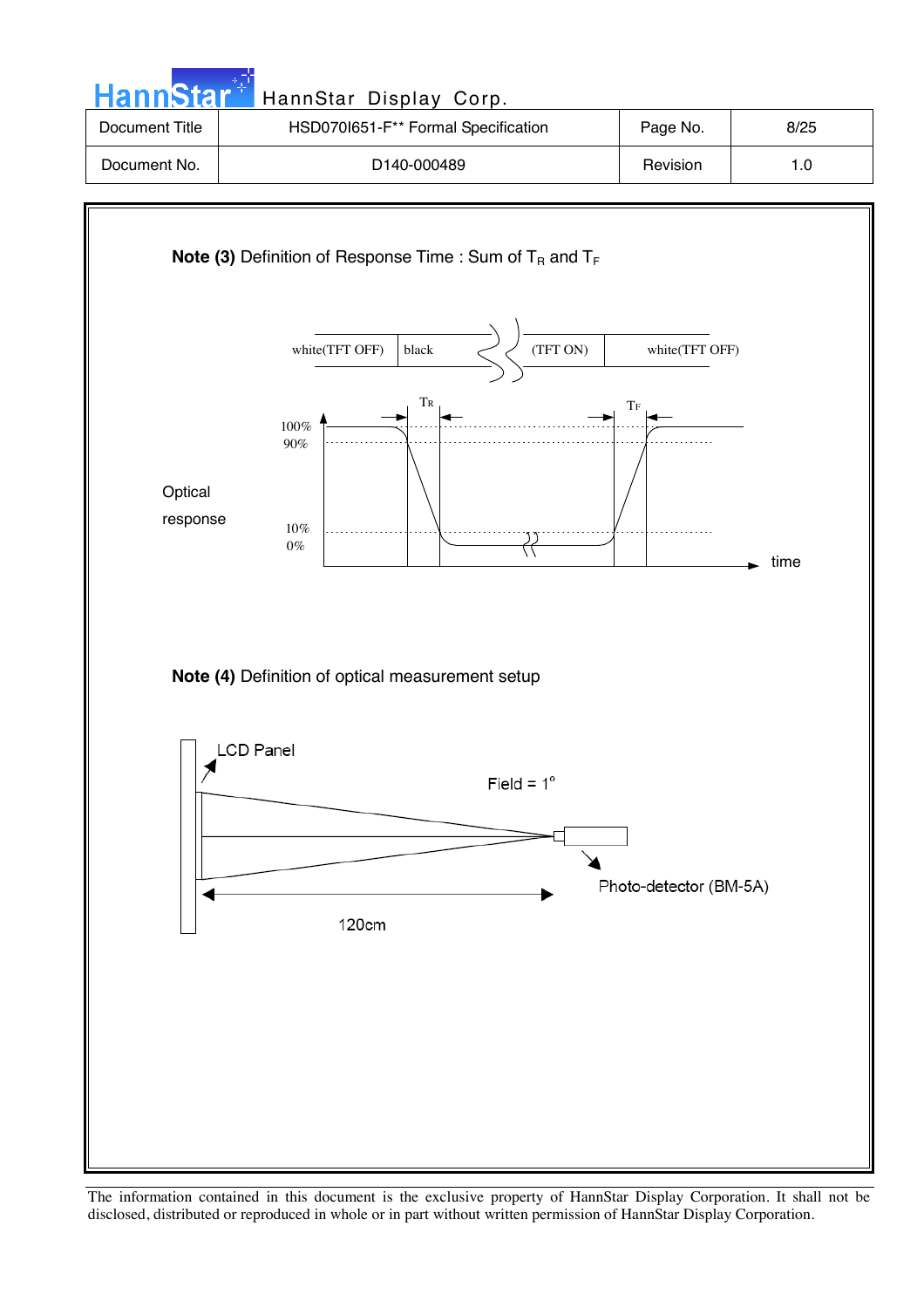**Note (3)** Definition of Response Time : Sum of $T_R$ and $T_F$

white(TFT OFF) | black | (TFT ON) | white(TFT OFF)

$T_R$ $T_F$

100%
90%

Optical response

10%
0%

time

**Note (4)** Definition of optical measurement setup

LCD Panel

Field = 1°

Photo-detector (BM-5A)

120cm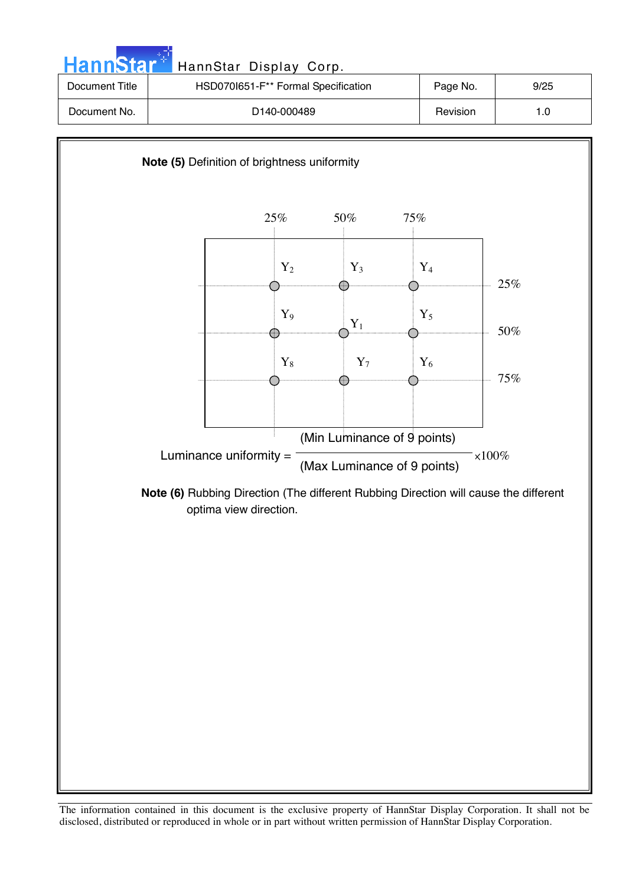**Note (5)** Definition of brightness uniformity

|  | 25% | 50% | 75% |
|---|---|---|---|
| 25% | $Y_2$ | $Y_3$ | $Y_4$ |
| 50% | $Y_9$ | $Y_1$ | $Y_5$ |
| 75% | $Y_8$ | $Y_7$ | $Y_6$ |

$$\text{Luminance uniformity} = \frac{\text{(Min Luminance of 9 points)}}{\text{(Max Luminance of 9 points)}} \times 100\%$$

**Note (6)** Rubbing Direction (The different Rubbing Direction will cause the different optima view direction.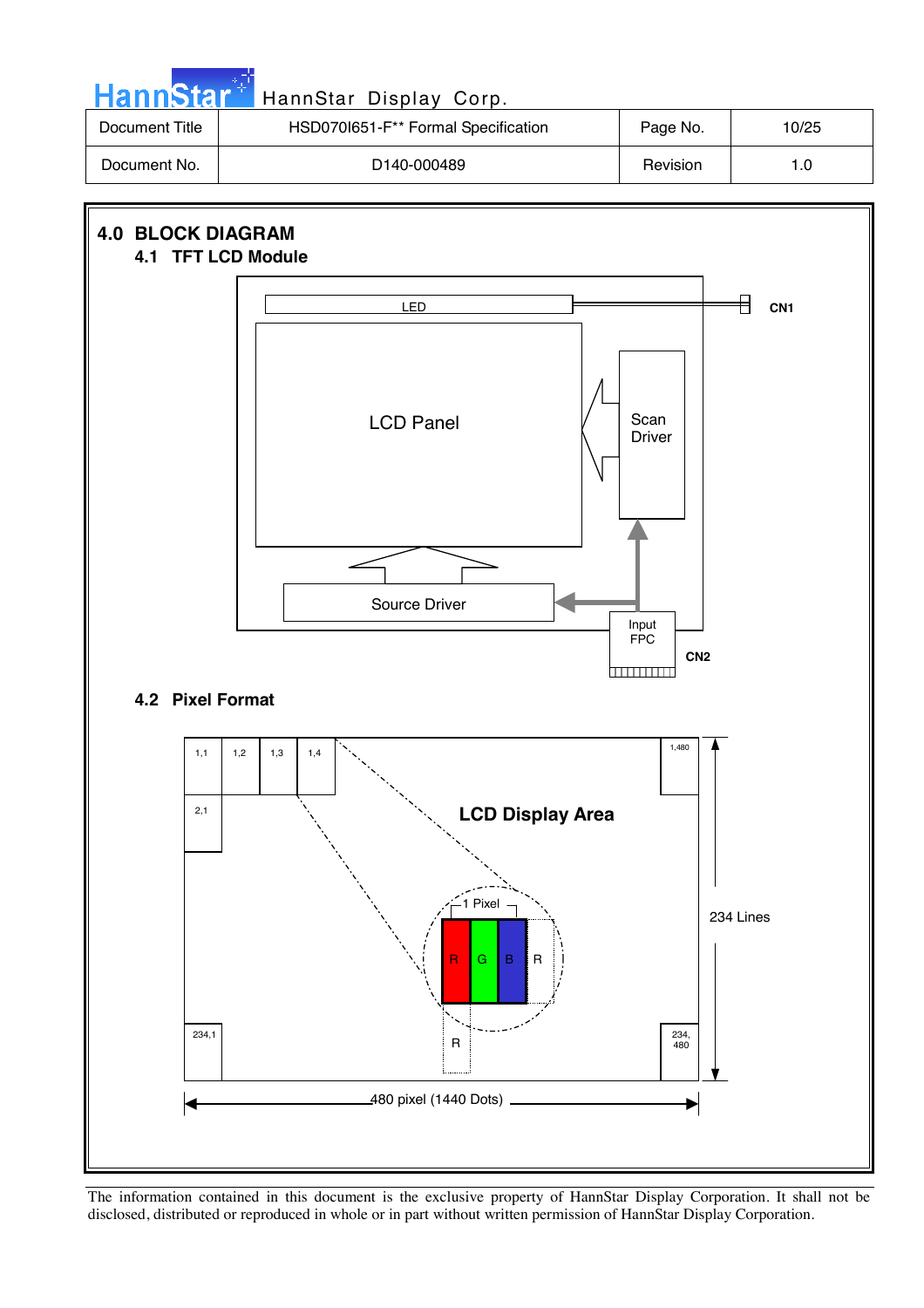# 4.0 BLOCK DIAGRAM

## 4.1 TFT LCD Module

LED

CN1

LCD Panel

Scan Driver

Source Driver

Input FPC

CN2

## 4.2 Pixel Format

1,1 1,2 1,3 1,4 1,480

2,1

LCD Display Area

1 Pixel

R G B R

R

234,1 234, 480

234 Lines

480 pixel (1440 Dots)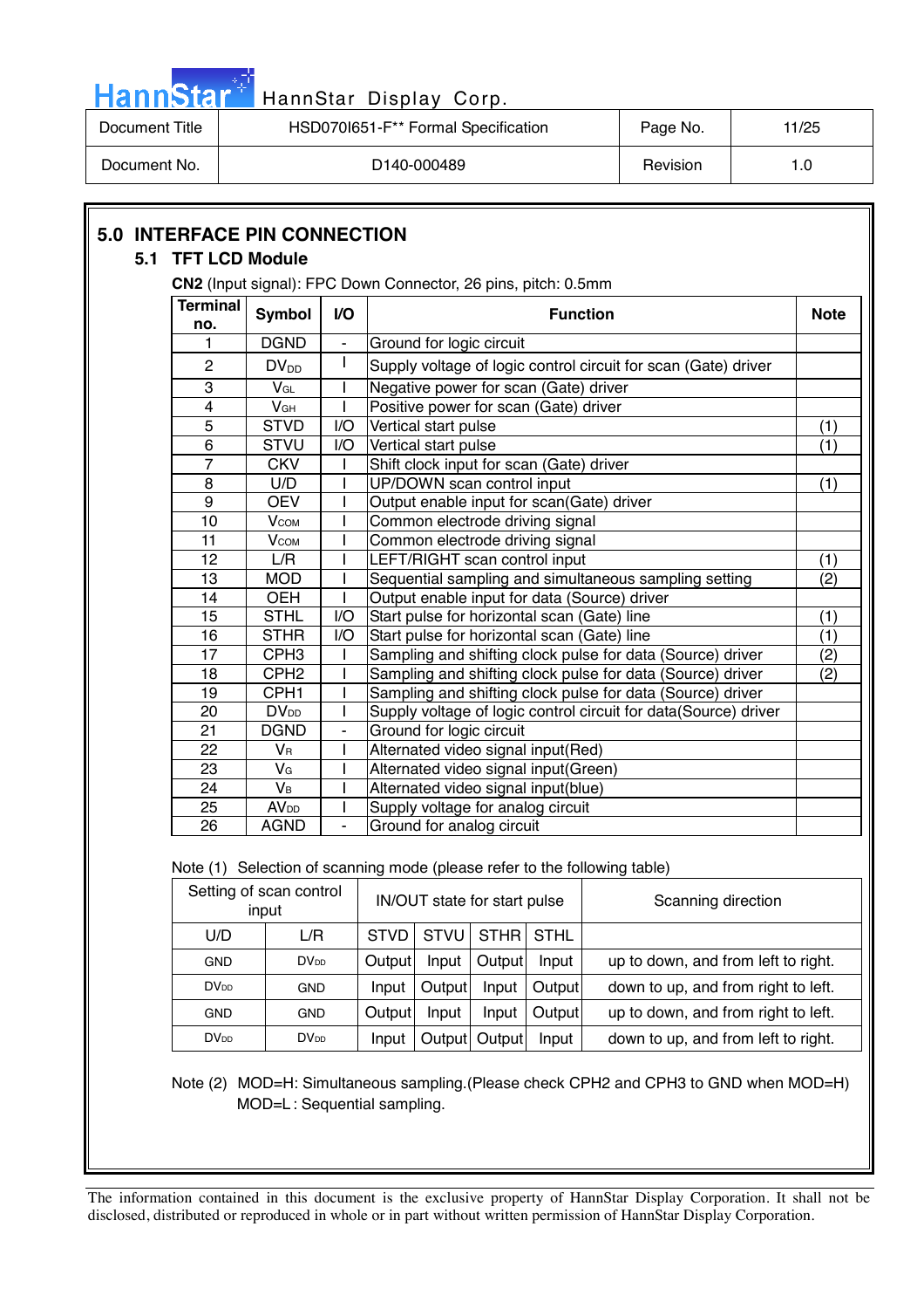## 5.0 INTERFACE PIN CONNECTION

### 5.1 TFT LCD Module

**CN2** (Input signal): FPC Down Connector, 26 pins, pitch: 0.5mm

| Terminal no. | Symbol | I/O | Function | Note |
|---|---|---|---|---|
| 1 | DGND | - | Ground for logic circuit | |
| 2 | $DV_{DD}$ | I | Supply voltage of logic control circuit for scan (Gate) driver | |
| 3 | $V_{GL}$ | I | Negative power for scan (Gate) driver | |
| 4 | $V_{GH}$ | I | Positive power for scan (Gate) driver | |
| 5 | STVD | I/O | Vertical start pulse | (1) |
| 6 | STVU | I/O | Vertical start pulse | (1) |
| 7 | CKV | I | Shift clock input for scan (Gate) driver | |
| 8 | U/D | I | UP/DOWN scan control input | (1) |
| 9 | OEV | I | Output enable input for scan(Gate) driver | |
| 10 | $V_{COM}$ | I | Common electrode driving signal | |
| 11 | $V_{COM}$ | I | Common electrode driving signal | |
| 12 | L/R | I | LEFT/RIGHT scan control input | (1) |
| 13 | MOD | I | Sequential sampling and simultaneous sampling setting | (2) |
| 14 | OEH | I | Output enable input for data (Source) driver | |
| 15 | STHL | I/O | Start pulse for horizontal scan (Gate) line | (1) |
| 16 | STHR | I/O | Start pulse for horizontal scan (Gate) line | (1) |
| 17 | CPH3 | I | Sampling and shifting clock pulse for data (Source) driver | (2) |
| 18 | CPH2 | I | Sampling and shifting clock pulse for data (Source) driver | (2) |
| 19 | CPH1 | I | Sampling and shifting clock pulse for data (Source) driver | |
| 20 | $DV_{DD}$ | I | Supply voltage of logic control circuit for data(Source) driver | |
| 21 | DGND | - | Ground for logic circuit | |
| 22 | $V_R$ | I | Alternated video signal input(Red) | |
| 23 | $V_G$ | I | Alternated video signal input(Green) | |
| 24 | $V_B$ | I | Alternated video signal input(blue) | |
| 25 | $AV_{DD}$ | I | Supply voltage for analog circuit | |
| 26 | AGND | - | Ground for analog circuit | |

Note (1) Selection of scanning mode (please refer to the following table)

| Setting of scan control input | | IN/OUT state for start pulse | | | | Scanning direction |
|---|---|---|---|---|---|---|
| U/D | L/R | STVD | STVU | STHR | STHL | |
| GND | $DV_{DD}$ | Output | Input | Output | Input | up to down, and from left to right. |
| $DV_{DD}$ | GND | Input | Output | Input | Output | down to up, and from right to left. |
| GND | GND | Output | Input | Input | Output | up to down, and from right to left. |
| $DV_{DD}$ | $DV_{DD}$ | Input | Output | Output | Input | down to up, and from left to right. |

Note (2) MOD=H: Simultaneous sampling.(Please check CPH2 and CPH3 to GND when MOD=H)
MOD=L : Sequential sampling.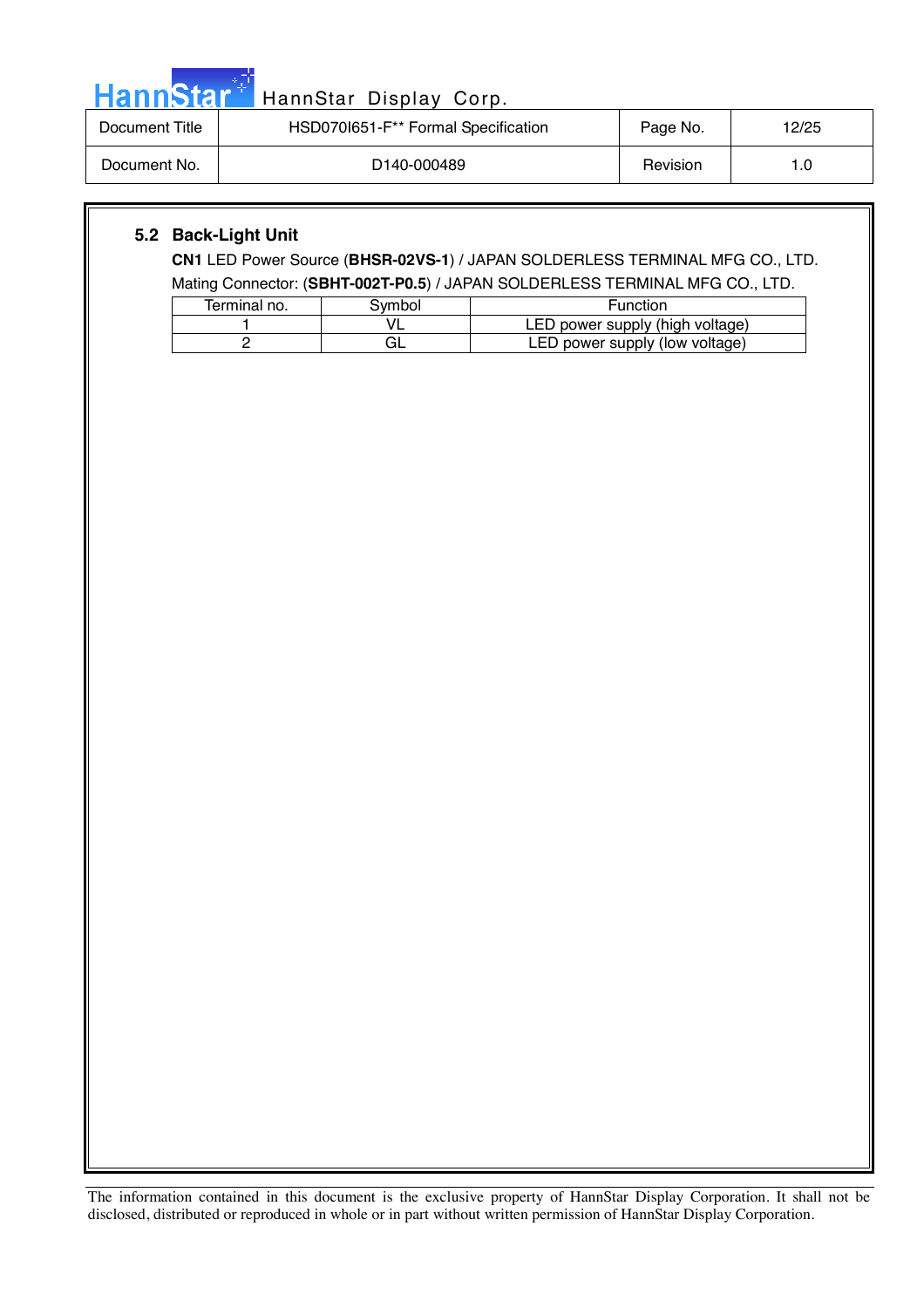## 5.2 Back-Light Unit

**CN1** LED Power Source (**BHSR-02VS-1**) / JAPAN SOLDERLESS TERMINAL MFG CO., LTD.

Mating Connector: (**SBHT-002T-P0.5**) / JAPAN SOLDERLESS TERMINAL MFG CO., LTD.

| Terminal no. | Symbol | Function |
|---|---|---|
| 1 | VL | LED power supply (high voltage) |
| 2 | GL | LED power supply (low voltage) |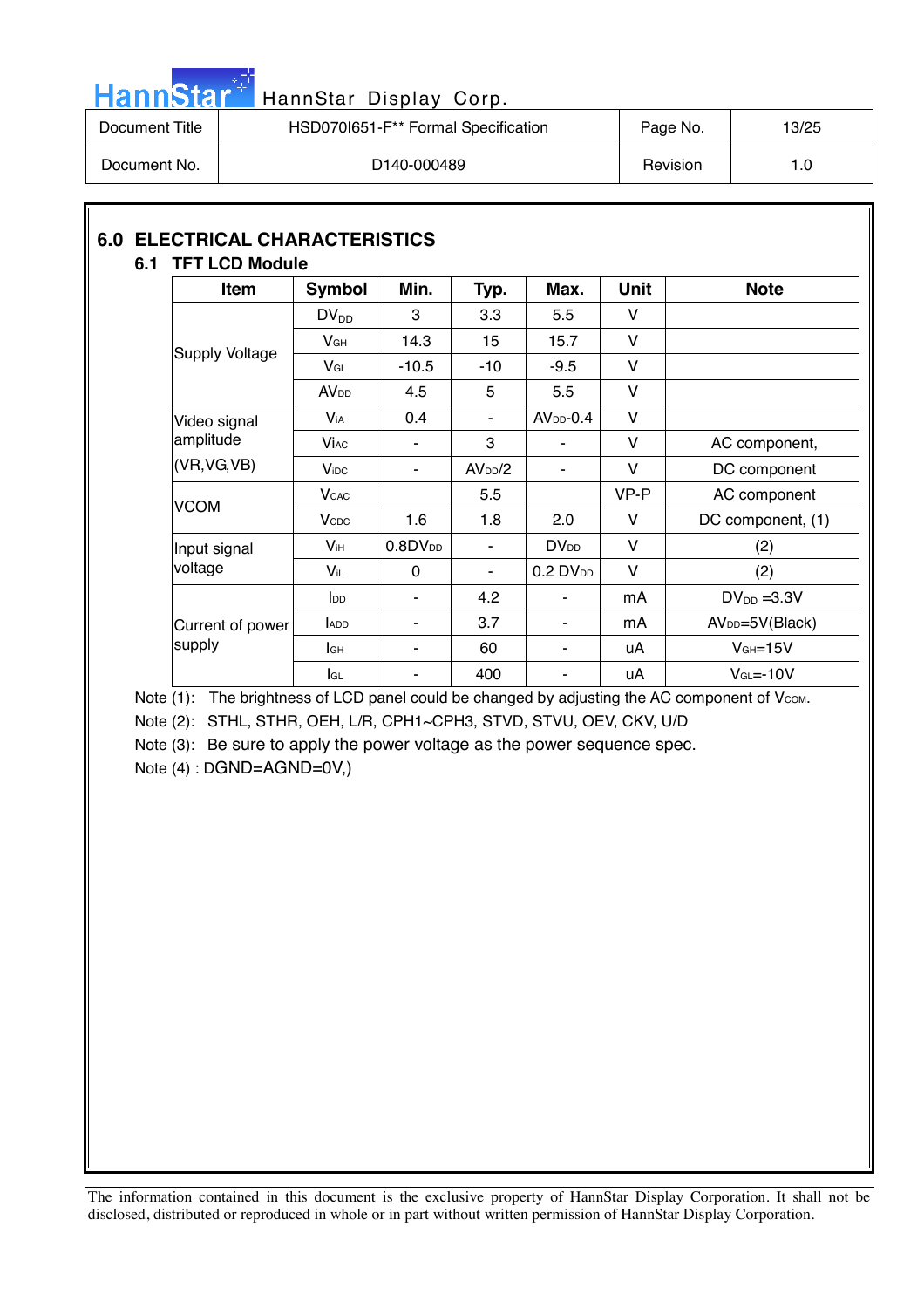## 6.0 ELECTRICAL CHARACTERISTICS

### 6.1 TFT LCD Module

| Item | Symbol | Min. | Typ. | Max. | Unit | Note |
|---|---|---|---|---|---|---|
| Supply Voltage | $DV_{DD}$ | 3 | 3.3 | 5.5 | V | |
| | $V_{GH}$ | 14.3 | 15 | 15.7 | V | |
| | $V_{GL}$ | -10.5 | -10 | -9.5 | V | |
| | $AV_{DD}$ | 4.5 | 5 | 5.5 | V | |
| Video signal amplitude (VR,VG,VB) | $V_{iA}$ | 0.4 | - | $AV_{DD}$-0.4 | V | |
| | $V_{iAC}$ | - | 3 | - | V | AC component, |
| | $V_{iDC}$ | - | $AV_{DD}/2$ | - | V | DC component |
| VCOM | $V_{CAC}$ | | 5.5 | | VP-P | AC component |
| | $V_{CDC}$ | 1.6 | 1.8 | 2.0 | V | DC component, (1) |
| Input signal voltage | $V_{iH}$ | $0.8DV_{DD}$ | - | $DV_{DD}$ | V | (2) |
| | $V_{iL}$ | 0 | - | $0.2\ DV_{DD}$ | V | (2) |
| Current of power supply | $I_{DD}$ | - | 4.2 | - | mA | $DV_{DD}$ =3.3V |
| | $I_{ADD}$ | - | 3.7 | - | mA | $AV_{DD}$=5V(Black) |
| | $I_{GH}$ | - | 60 | - | uA | $V_{GH}$=15V |
| | $I_{GL}$ | - | 400 | - | uA | $V_{GL}$=-10V |

Note (1): The brightness of LCD panel could be changed by adjusting the AC component of $V_{COM}$.

Note (2): STHL, STHR, OEH, L/R, CPH1~CPH3, STVD, STVU, OEV, CKV, U/D

Note (3): Be sure to apply the power voltage as the power sequence spec.

Note (4) : DGND=AGND=0V,)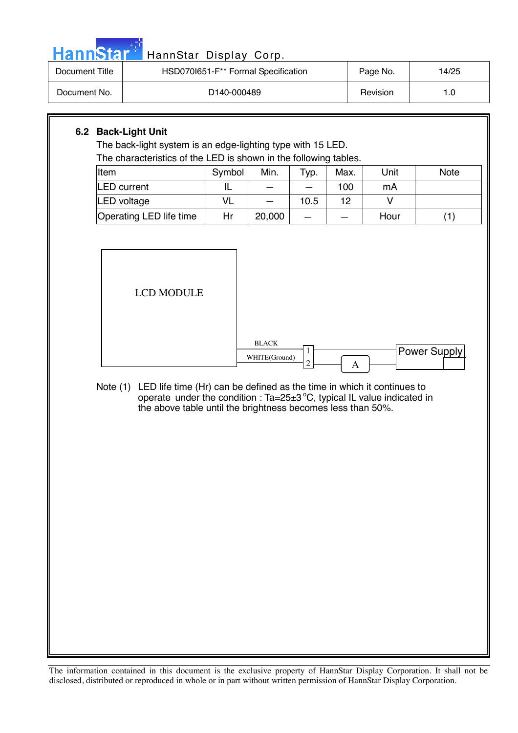## 6.2 Back-Light Unit

The back-light system is an edge-lighting type with 15 LED.
The characteristics of the LED is shown in the following tables.

| Item | Symbol | Min. | Typ. | Max. | Unit | Note |
|---|---|---|---|---|---|---|
| LED current | IL | — | — | 100 | mA | |
| LED voltage | VL | — | 10.5 | 12 | V | |
| Operating LED life time | Hr | 20,000 | — | — | Hour | (1) |

LCD MODULE

BLACK

WHITE(Ground)

1

2

A

Power Supply

Note (1) LED life time (Hr) can be defined as the time in which it continues to operate under the condition : Ta=25±3 °C, typical IL value indicated in the above table until the brightness becomes less than 50%.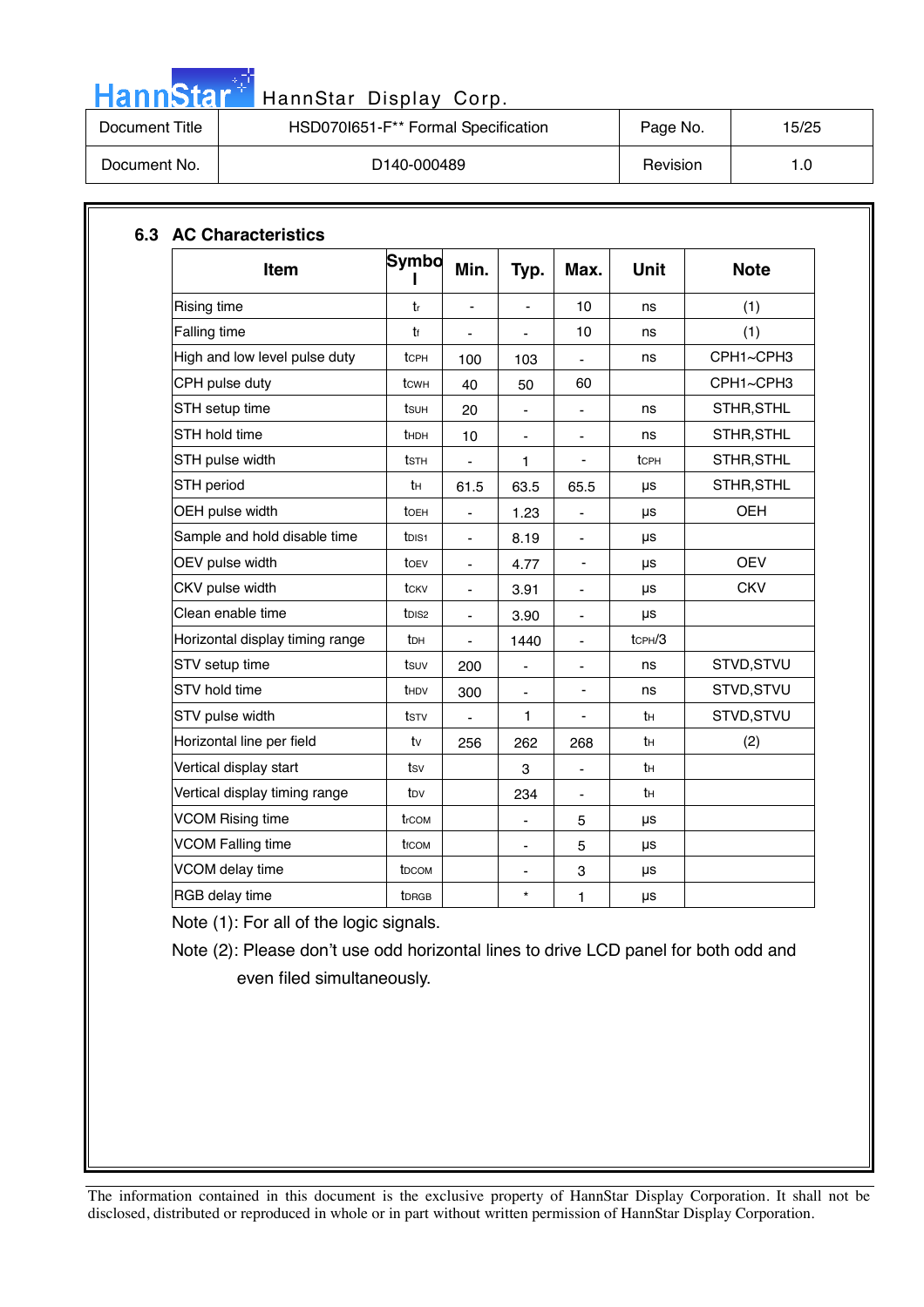## 6.3 AC Characteristics

| Item | Symbol | Min. | Typ. | Max. | Unit | Note |
|---|---|---|---|---|---|---|
| Rising time | $t_r$ | - | - | 10 | ns | (1) |
| Falling time | $t_f$ | - | - | 10 | ns | (1) |
| High and low level pulse duty | $t_{CPH}$ | 100 | 103 | - | ns | CPH1~CPH3 |
| CPH pulse duty | $t_{CWH}$ | 40 | 50 | 60 | | CPH1~CPH3 |
| STH setup time | $t_{SUH}$ | 20 | - | - | ns | STHR,STHL |
| STH hold time | $t_{HDH}$ | 10 | - | - | ns | STHR,STHL |
| STH pulse width | $t_{STH}$ | - | 1 | - | $t_{CPH}$ | STHR,STHL |
| STH period | $t_H$ | 61.5 | 63.5 | 65.5 | μs | STHR,STHL |
| OEH pulse width | $t_{OEH}$ | - | 1.23 | - | μs | OEH |
| Sample and hold disable time | $t_{DIS1}$ | - | 8.19 | - | μs | |
| OEV pulse width | $t_{OEV}$ | - | 4.77 | - | μs | OEV |
| CKV pulse width | $t_{CKV}$ | - | 3.91 | - | μs | CKV |
| Clean enable time | $t_{DIS2}$ | - | 3.90 | - | μs | |
| Horizontal display timing range | $t_{DH}$ | - | 1440 | - | $t_{CPH}/3$ | |
| STV setup time | $t_{SUV}$ | 200 | - | - | ns | STVD,STVU |
| STV hold time | $t_{HDV}$ | 300 | - | - | ns | STVD,STVU |
| STV pulse width | $t_{STV}$ | - | 1 | - | $t_H$ | STVD,STVU |
| Horizontal line per field | $t_V$ | 256 | 262 | 268 | $t_H$ | (2) |
| Vertical display start | $t_{SV}$ | | 3 | - | $t_H$ | |
| Vertical display timing range | $t_{DV}$ | | 234 | - | $t_H$ | |
| VCOM Rising time | $t_{rCOM}$ | | - | 5 | μs | |
| VCOM Falling time | $t_{fCOM}$ | | - | 5 | μs | |
| VCOM delay time | $t_{DCOM}$ | | - | 3 | μs | |
| RGB delay time | $t_{DRGB}$ | | * | 1 | μs | |

Note (1): For all of the logic signals.

Note (2): Please don't use odd horizontal lines to drive LCD panel for both odd and even filed simultaneously.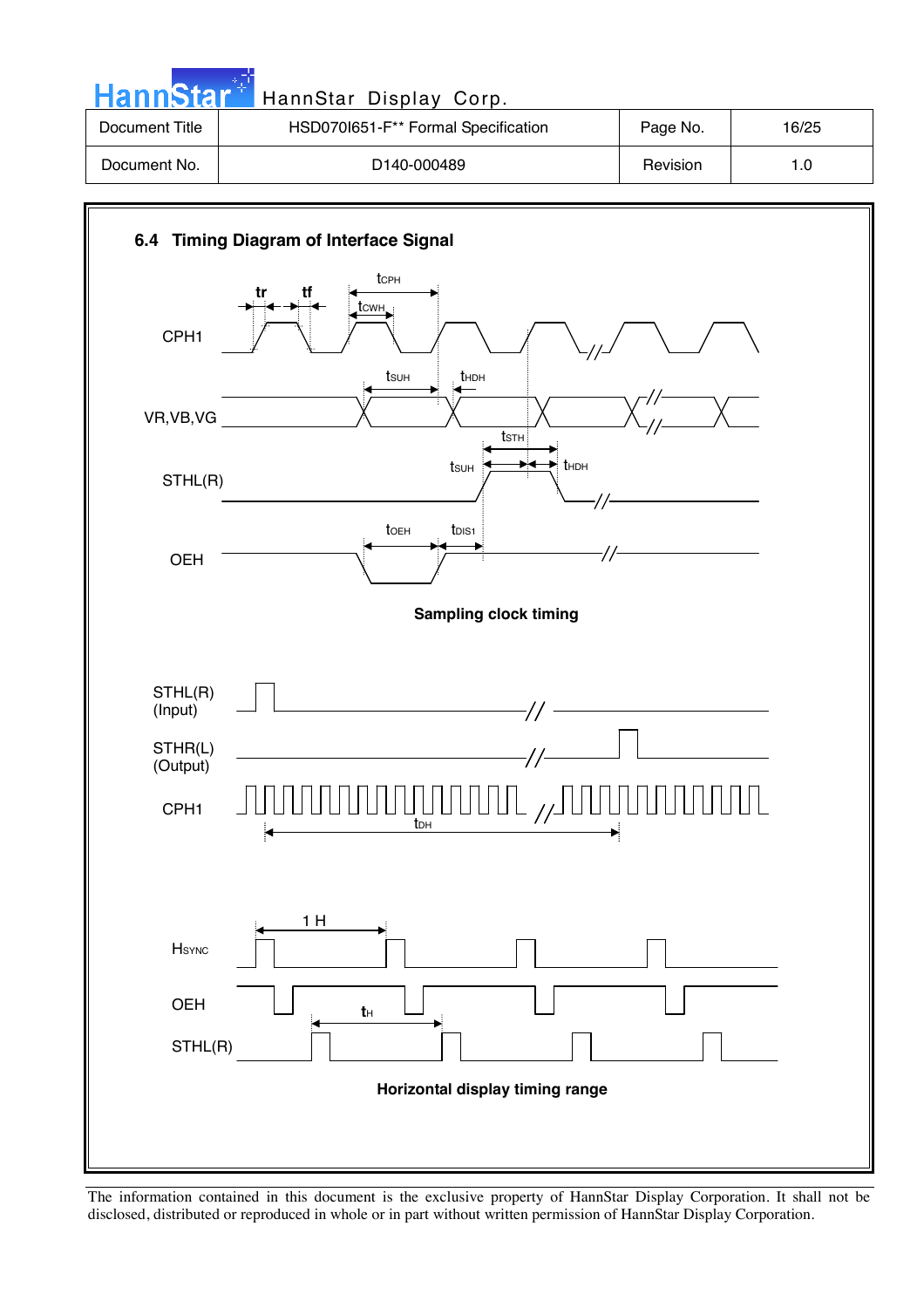### 6.4 Timing Diagram of Interface Signal

$t_r$ $t_f$ $t_{CPH}$ $t_{CWH}$

CPH1

$t_{SUH}$ $t_{HDH}$

VR,VB,VG

$t_{STH}$

$t_{SUH}$ $t_{HDH}$

STHL(R)

$t_{OEH}$ $t_{DIS1}$

OEH

**Sampling clock timing**

STHL(R) (Input)

STHR(L) (Output)

CPH1

$t_{DH}$

1 H

$H_{SYNC}$

OEH

$t_H$

STHL(R)

**Horizontal display timing range**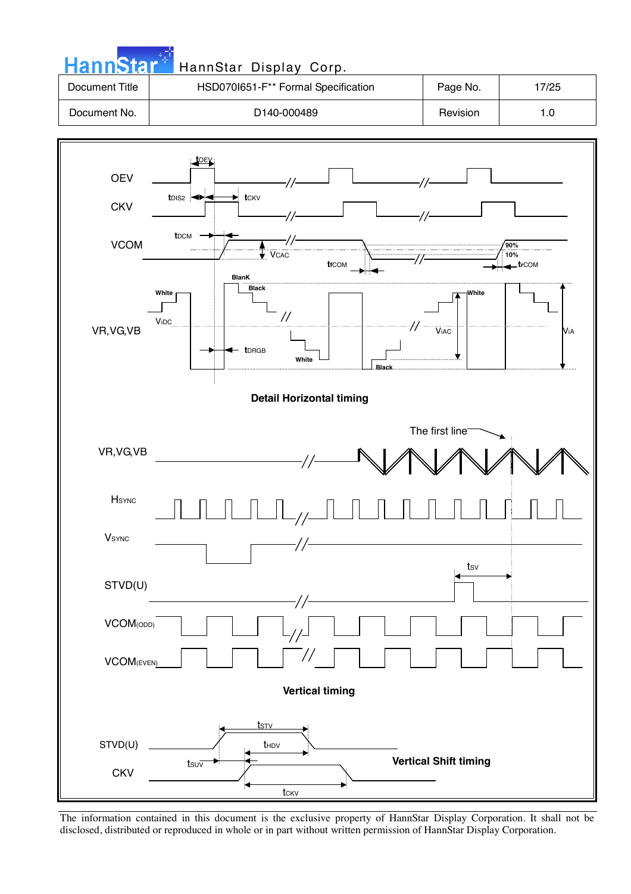**Detail Horizontal timing**

**Vertical timing**

**Vertical Shift timing**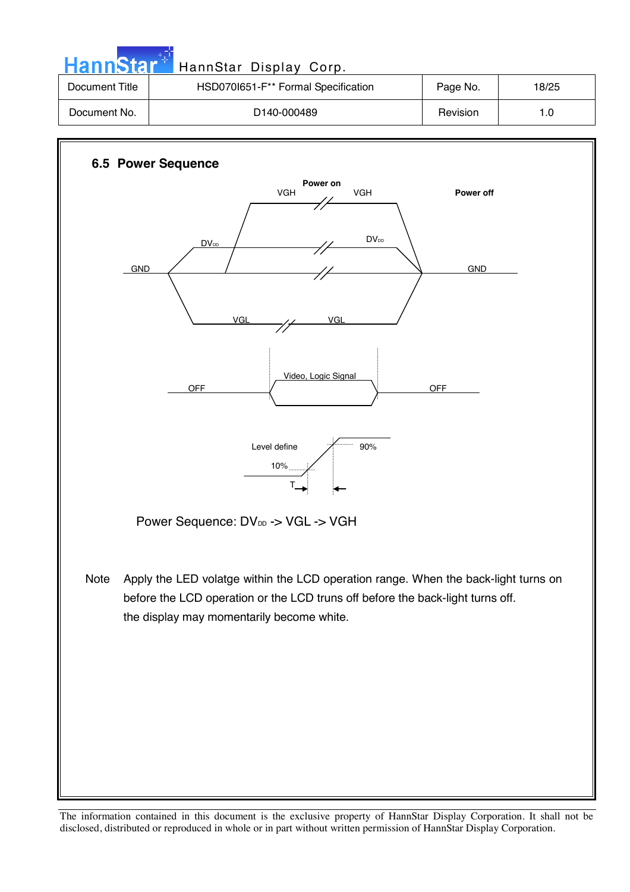## 6.5 Power Sequence

Power on

VGH VGH

Power off

$DV_{DD}$ $DV_{DD}$

GND GND

VGL VGL

OFF Video, Logic Signal OFF

Level define 90%

10%

T

Power Sequence: $DV_{DD}$ -> VGL -> VGH

Note Apply the LED volatge within the LCD operation range. When the back-light turns on before the LCD operation or the LCD truns off before the back-light turns off. the display may momentarily become white.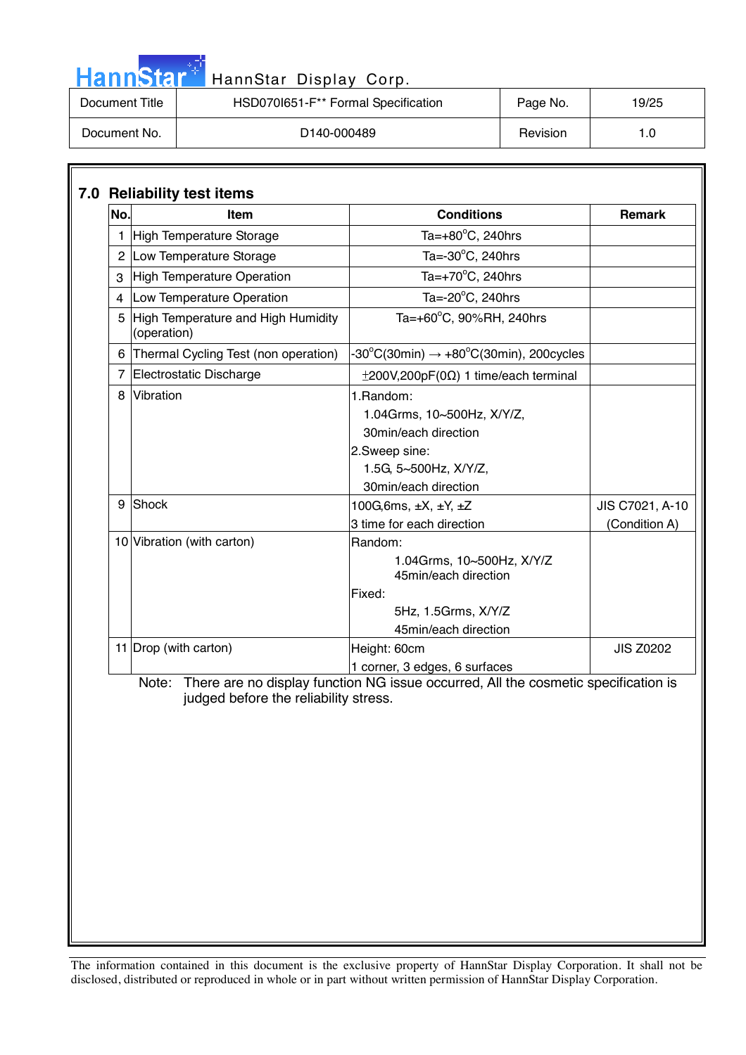| Document Title | HSD070I651-F** Formal Specification | Page No. | 19/25 |
|---|---|---|---|
| Document No. | D140-000489 | Revision | 1.0 |

## 7.0 Reliability test items

| No. | Item | Conditions | Remark |
|---|---|---|---|
| 1 | High Temperature Storage | Ta=+80°C, 240hrs | |
| 2 | Low Temperature Storage | Ta=-30°C, 240hrs | |
| 3 | High Temperature Operation | Ta=+70°C, 240hrs | |
| 4 | Low Temperature Operation | Ta=-20°C, 240hrs | |
| 5 | High Temperature and High Humidity (operation) | Ta=+60°C, 90%RH, 240hrs | |
| 6 | Thermal Cycling Test (non operation) | -30°C(30min) → +80°C(30min), 200cycles | |
| 7 | Electrostatic Discharge | ±200V,200pF(0Ω) 1 time/each terminal | |
| 8 | Vibration | 1.Random: 1.04Grms, 10~500Hz, X/Y/Z, 30min/each direction<br>2.Sweep sine: 1.5G, 5~500Hz, X/Y/Z, 30min/each direction | |
| 9 | Shock | 100G,6ms, ±X, ±Y, ±Z<br>3 time for each direction | JIS C7021, A-10 (Condition A) |
| 10 | Vibration (with carton) | Random: 1.04Grms, 10~500Hz, X/Y/Z 45min/each direction<br>Fixed: 5Hz, 1.5Grms, X/Y/Z 45min/each direction | |
| 11 | Drop (with carton) | Height: 60cm<br>1 corner, 3 edges, 6 surfaces | JIS Z0202 |

Note: There are no display function NG issue occurred, All the cosmetic specification is judged before the reliability stress.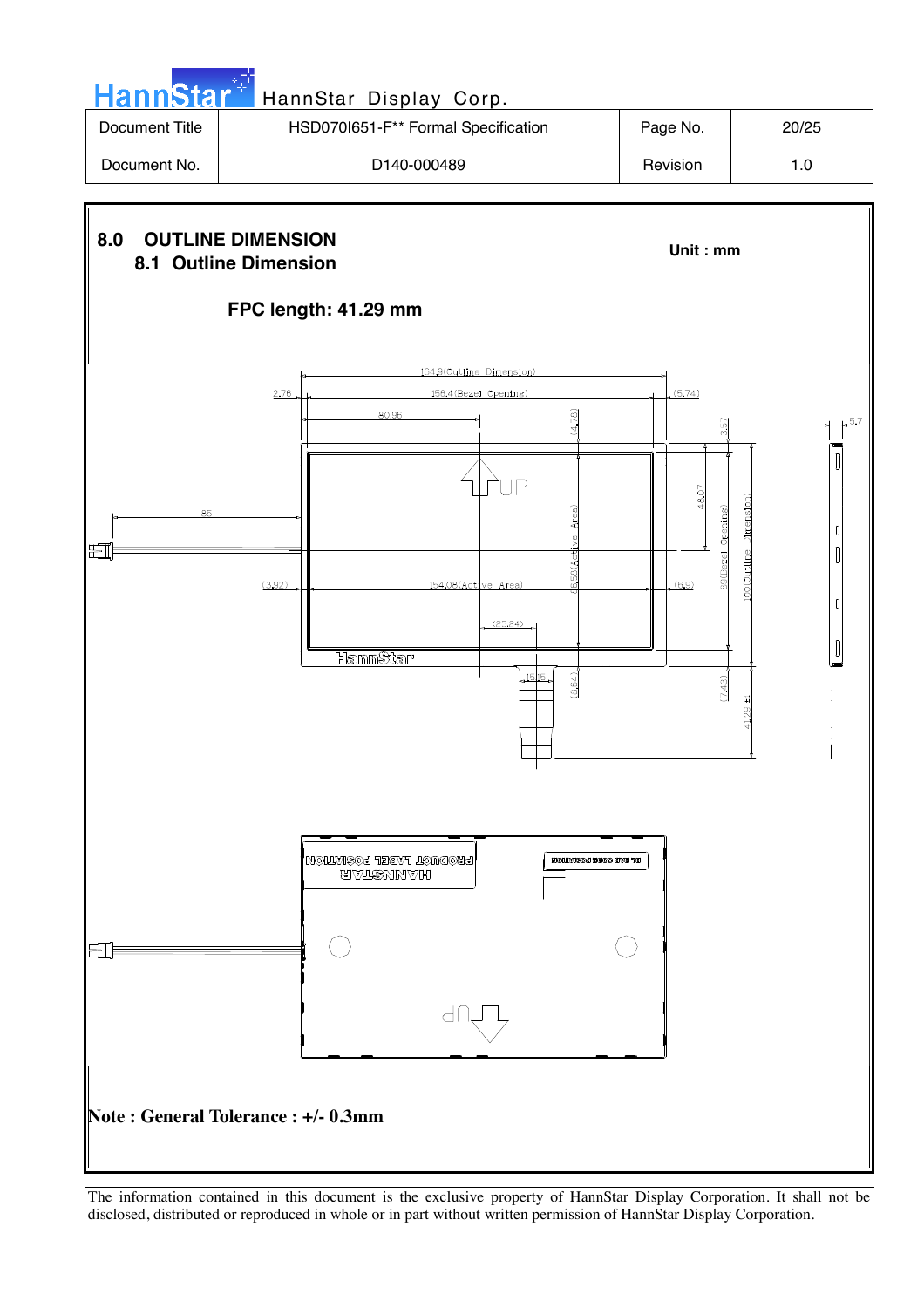# 8.0 OUTLINE DIMENSION

## 8.1 Outline Dimension

Unit : mm

**FPC length: 41.29 mm**

**Note : General Tolerance : +/- 0.3mm**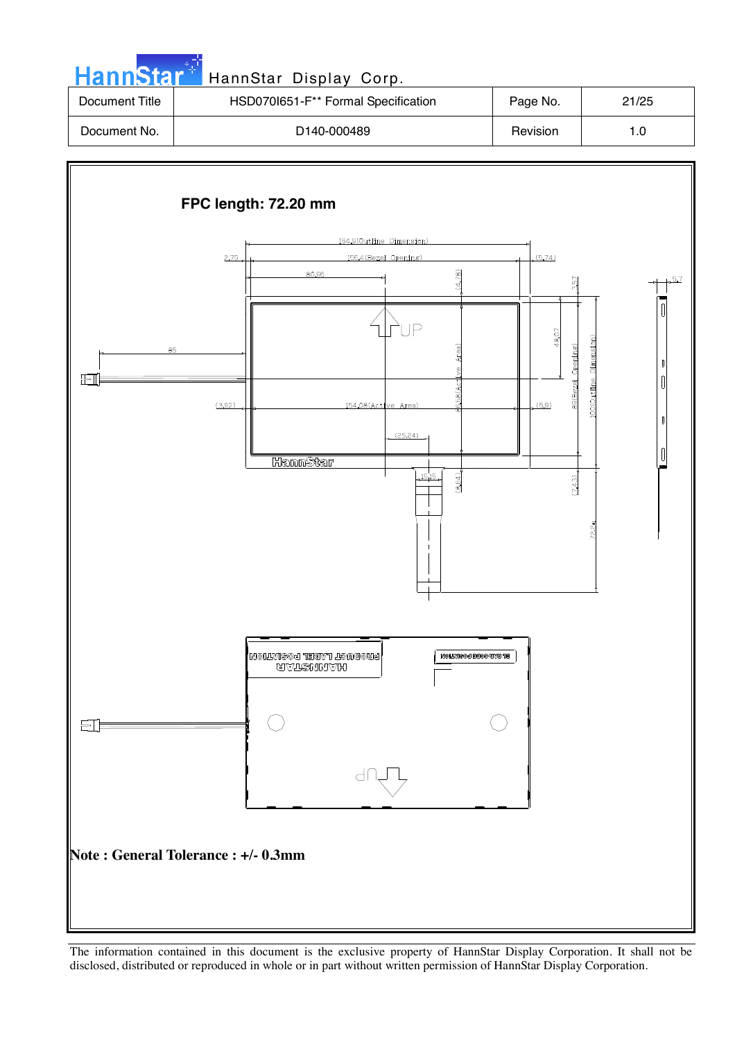**FPC length: 72.20 mm**

**Note : General Tolerance : +/- 0.3mm**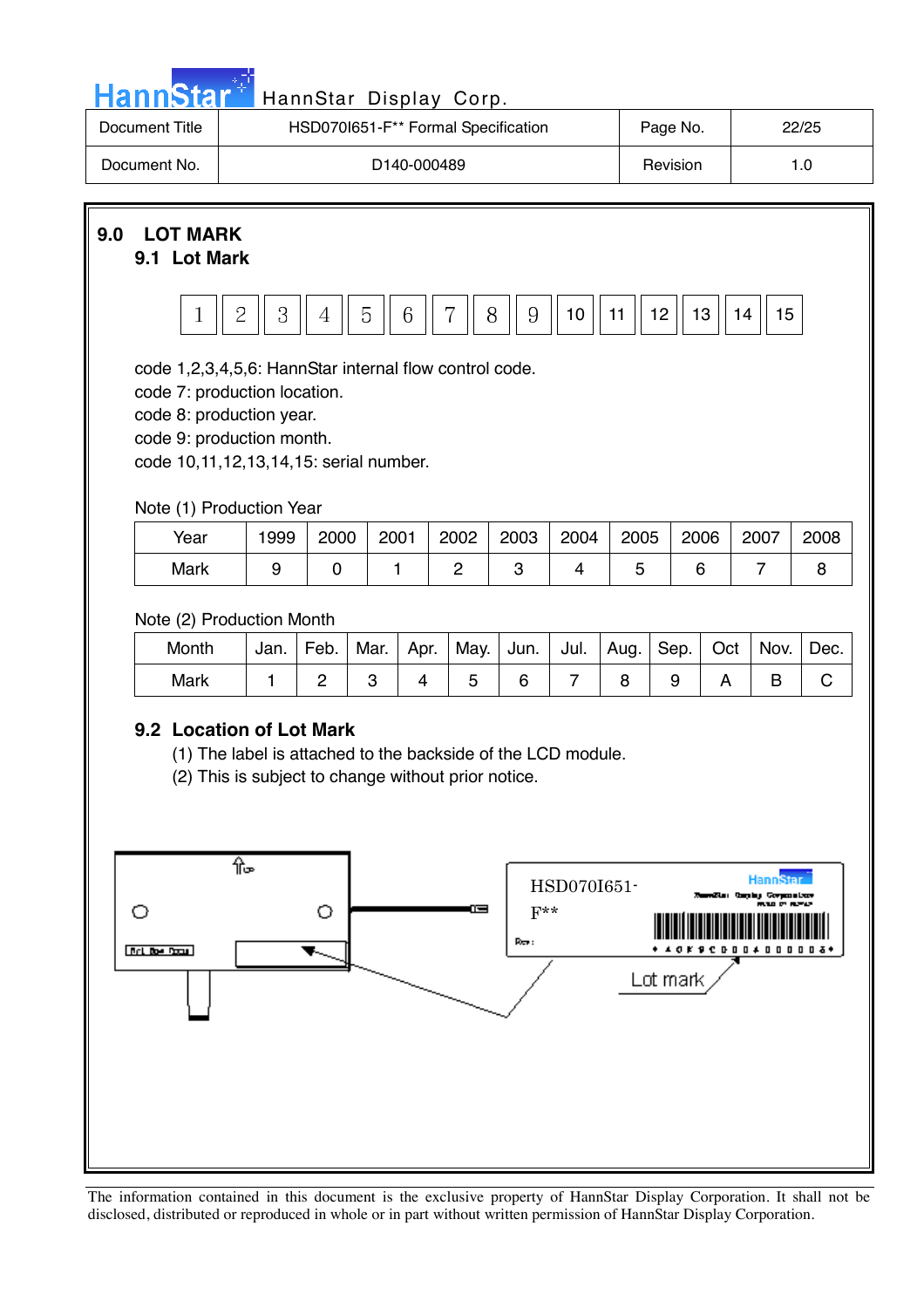| Document Title | HSD070I651-F** Formal Specification | Page No. | 22/25 |
|---|---|---|---|
| Document No. | D140-000489 | Revision | 1.0 |

## 9.0 LOT MARK

### 9.1 Lot Mark

| 1 | 2 | 3 | 4 | 5 | 6 | 7 | 8 | 9 | 10 | 11 | 12 | 13 | 14 | 15 |
|---|---|---|---|---|---|---|---|---|---|---|---|---|---|---|

code 1,2,3,4,5,6: HannStar internal flow control code.
code 7: production location.
code 8: production year.
code 9: production month.
code 10,11,12,13,14,15: serial number.

Note (1) Production Year

| Year | 1999 | 2000 | 2001 | 2002 | 2003 | 2004 | 2005 | 2006 | 2007 | 2008 |
|---|---|---|---|---|---|---|---|---|---|---|
| Mark | 9 | 0 | 1 | 2 | 3 | 4 | 5 | 6 | 7 | 8 |

Note (2) Production Month

| Month | Jan. | Feb. | Mar. | Apr. | May. | Jun. | Jul. | Aug. | Sep. | Oct | Nov. | Dec. |
|---|---|---|---|---|---|---|---|---|---|---|---|---|
| Mark | 1 | 2 | 3 | 4 | 5 | 6 | 7 | 8 | 9 | A | B | C |

### 9.2 Location of Lot Mark

(1) The label is attached to the backside of the LCD module.
(2) This is subject to change without prior notice.

HSD070I651-F**

Lot mark

The information contained in this document is the exclusive property of HannStar Display Corporation. It shall not be disclosed, distributed or reproduced in whole or in part without written permission of HannStar Display Corporation.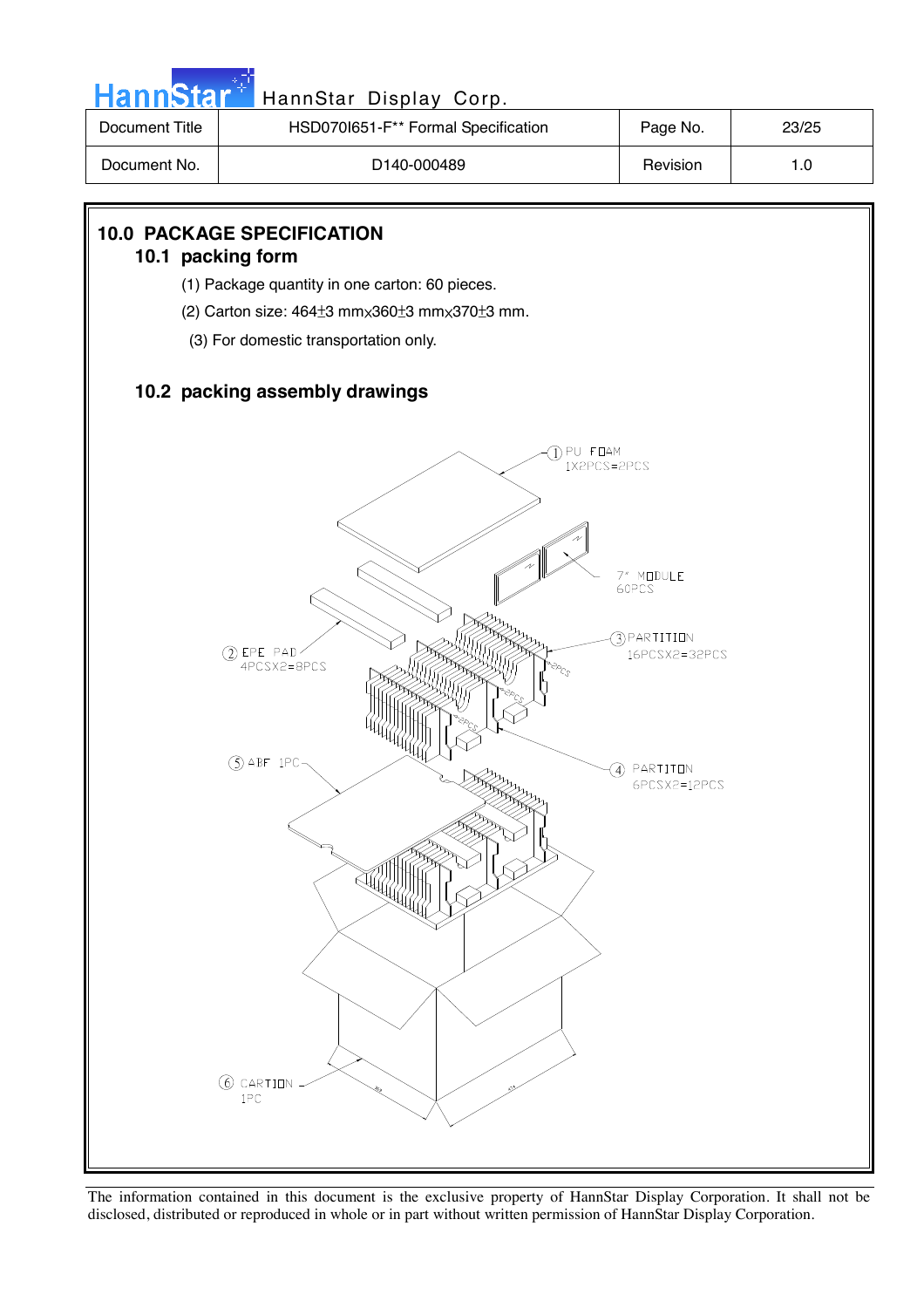## 10.0 PACKAGE SPECIFICATION

### 10.1 packing form

(1) Package quantity in one carton: 60 pieces.

(2) Carton size: 464±3 mm×360±3 mm×370±3 mm.

(3) For domestic transportation only.

### 10.2 packing assembly drawings

① PU FOAM 1X2PCS=2PCS

7" MODULE 60PCS

③ PARTITION 16PCSX2=32PCS

② EPE PAD 4PCSX2=8PCS

⑤ ABF 1PC

④ PARTITION 6PCSX2=12PCS

⑥ CARTION 1PC

The information contained in this document is the exclusive property of HannStar Display Corporation. It shall not be disclosed, distributed or reproduced in whole or in part without written permission of HannStar Display Corporation.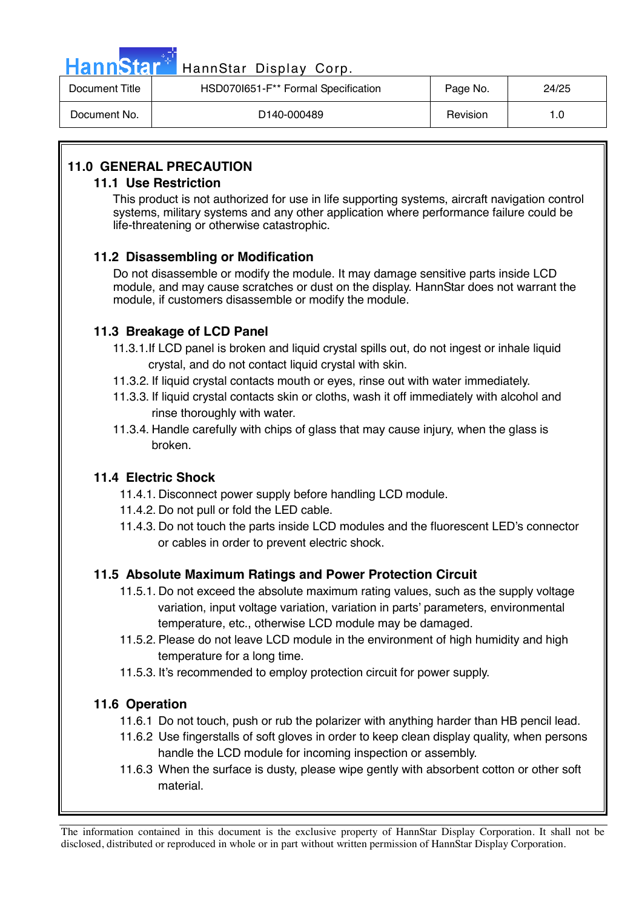## 11.0 GENERAL PRECAUTION

### 11.1 Use Restriction

This product is not authorized for use in life supporting systems, aircraft navigation control systems, military systems and any other application where performance failure could be life-threatening or otherwise catastrophic.

### 11.2 Disassembling or Modification

Do not disassemble or modify the module. It may damage sensitive parts inside LCD module, and may cause scratches or dust on the display. HannStar does not warrant the module, if customers disassemble or modify the module.

### 11.3 Breakage of LCD Panel

11.3.1.If LCD panel is broken and liquid crystal spills out, do not ingest or inhale liquid crystal, and do not contact liquid crystal with skin.

11.3.2. If liquid crystal contacts mouth or eyes, rinse out with water immediately.

11.3.3. If liquid crystal contacts skin or cloths, wash it off immediately with alcohol and rinse thoroughly with water.

11.3.4. Handle carefully with chips of glass that may cause injury, when the glass is broken.

### 11.4 Electric Shock

11.4.1. Disconnect power supply before handling LCD module.

11.4.2. Do not pull or fold the LED cable.

11.4.3. Do not touch the parts inside LCD modules and the fluorescent LED's connector or cables in order to prevent electric shock.

### 11.5 Absolute Maximum Ratings and Power Protection Circuit

11.5.1. Do not exceed the absolute maximum rating values, such as the supply voltage variation, input voltage variation, variation in parts' parameters, environmental temperature, etc., otherwise LCD module may be damaged.

11.5.2. Please do not leave LCD module in the environment of high humidity and high temperature for a long time.

11.5.3. It's recommended to employ protection circuit for power supply.

### 11.6 Operation

11.6.1 Do not touch, push or rub the polarizer with anything harder than HB pencil lead.

11.6.2 Use fingerstalls of soft gloves in order to keep clean display quality, when persons handle the LCD module for incoming inspection or assembly.

11.6.3 When the surface is dusty, please wipe gently with absorbent cotton or other soft material.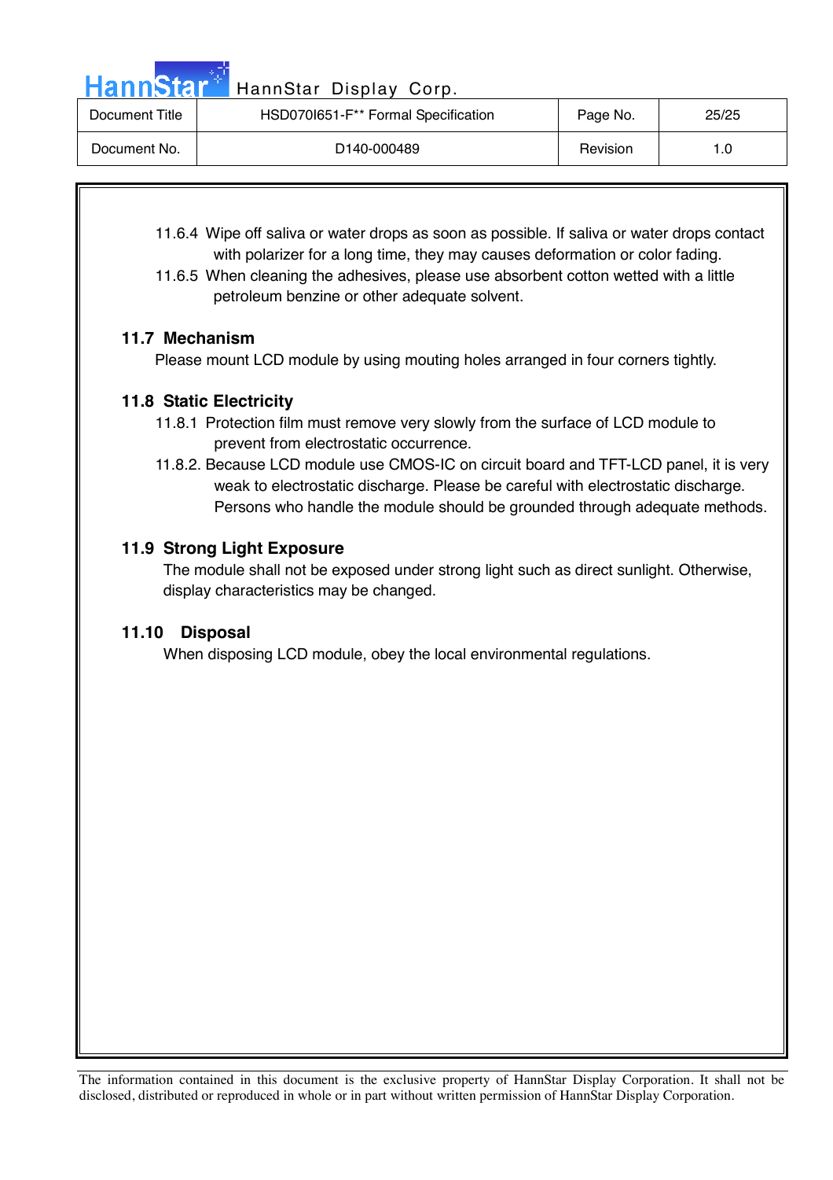11.6.4 Wipe off saliva or water drops as soon as possible. If saliva or water drops contact with polarizer for a long time, they may causes deformation or color fading.

11.6.5 When cleaning the adhesives, please use absorbent cotton wetted with a little petroleum benzine or other adequate solvent.

## 11.7 Mechanism

Please mount LCD module by using mouting holes arranged in four corners tightly.

## 11.8 Static Electricity

11.8.1 Protection film must remove very slowly from the surface of LCD module to prevent from electrostatic occurrence.

11.8.2. Because LCD module use CMOS-IC on circuit board and TFT-LCD panel, it is very weak to electrostatic discharge. Please be careful with electrostatic discharge. Persons who handle the module should be grounded through adequate methods.

## 11.9 Strong Light Exposure

The module shall not be exposed under strong light such as direct sunlight. Otherwise, display characteristics may be changed.

## 11.10 Disposal

When disposing LCD module, obey the local environmental regulations.